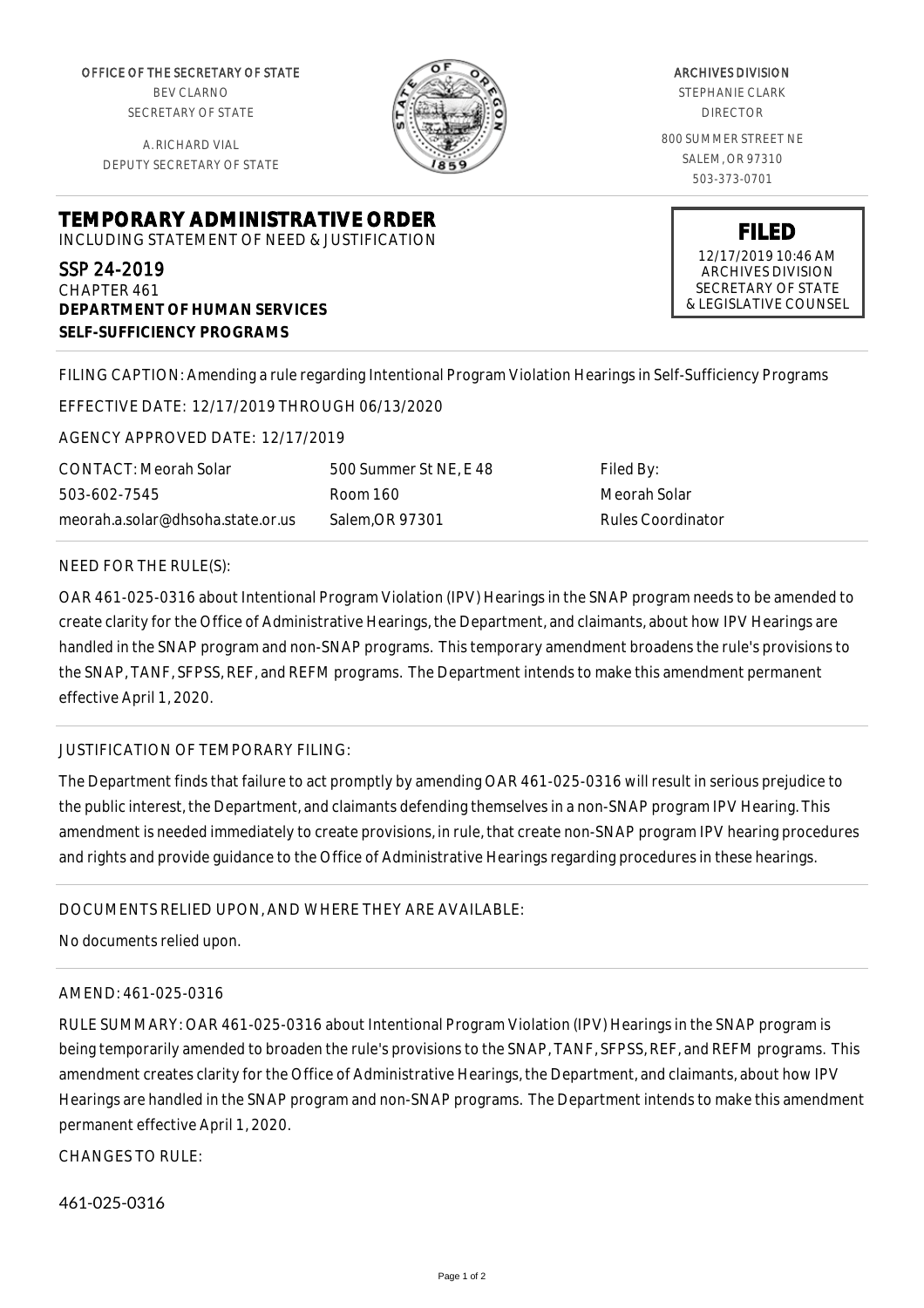OFFICE OF THE SECRETARY OF STATE
BEV CLARNO
SECRETARY OF STATE

A. RICHARD VIAL
DEPUTY SECRETARY OF STATE

ARCHIVES DIVISION
STEPHANIE CLARK
DIRECTOR

800 SUMMER STREET NE
SALEM, OR 97310
503-373-0701

# TEMPORARY ADMINISTRATIVE ORDER

INCLUDING STATEMENT OF NEED & JUSTIFICATION

**FILED**
12/17/2019 10:46 AM
ARCHIVES DIVISION
SECRETARY OF STATE
& LEGISLATIVE COUNSEL

SSP 24-2019
CHAPTER 461
**DEPARTMENT OF HUMAN SERVICES**
**SELF-SUFFICIENCY PROGRAMS**

FILING CAPTION: Amending a rule regarding Intentional Program Violation Hearings in Self-Sufficiency Programs

EFFECTIVE DATE: 12/17/2019 THROUGH 06/13/2020

AGENCY APPROVED DATE: 12/17/2019

| CONTACT: Meorah Solar | 500 Summer St NE, E 48 | Filed By: |
|---|---|---|
| 503-602-7545 | Room 160 | Meorah Solar |
| meorah.a.solar@dhsoha.state.or.us | Salem,OR 97301 | Rules Coordinator |

NEED FOR THE RULE(S):

OAR 461-025-0316 about Intentional Program Violation (IPV) Hearings in the SNAP program needs to be amended to create clarity for the Office of Administrative Hearings, the Department, and claimants, about how IPV Hearings are handled in the SNAP program and non-SNAP programs. This temporary amendment broadens the rule's provisions to the SNAP, TANF, SFPSS, REF, and REFM programs. The Department intends to make this amendment permanent effective April 1, 2020.

JUSTIFICATION OF TEMPORARY FILING:

The Department finds that failure to act promptly by amending OAR 461-025-0316 will result in serious prejudice to the public interest, the Department, and claimants defending themselves in a non-SNAP program IPV Hearing. This amendment is needed immediately to create provisions, in rule, that create non-SNAP program IPV hearing procedures and rights and provide guidance to the Office of Administrative Hearings regarding procedures in these hearings.

DOCUMENTS RELIED UPON, AND WHERE THEY ARE AVAILABLE:

No documents relied upon.

AMEND: 461-025-0316

RULE SUMMARY: OAR 461-025-0316 about Intentional Program Violation (IPV) Hearings in the SNAP program is being temporarily amended to broaden the rule's provisions to the SNAP, TANF, SFPSS, REF, and REFM programs. This amendment creates clarity for the Office of Administrative Hearings, the Department, and claimants, about how IPV Hearings are handled in the SNAP program and non-SNAP programs. The Department intends to make this amendment permanent effective April 1, 2020.

CHANGES TO RULE:

461-025-0316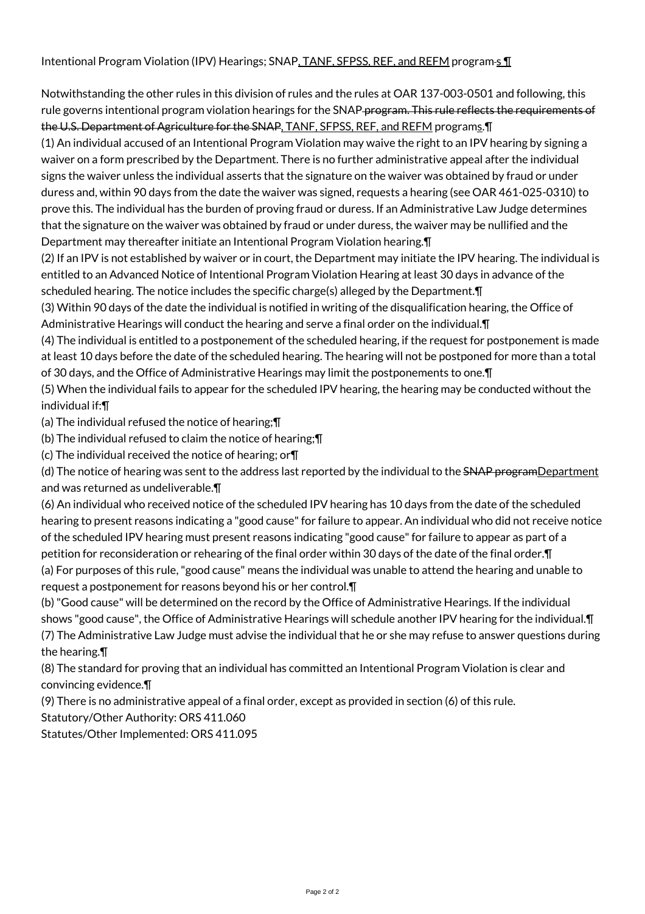Intentional Program Violation (IPV) Hearings; SNAP, TANF, SFPSS, REF, and REFM programs ¶

Notwithstanding the other rules in this division of rules and the rules at OAR 137-003-0501 and following, this rule governs intentional program violation hearings for the SNAP ~~program. This rule reflects the requirements of the U.S. Department of Agriculture for the SNAP~~, TANF, SFPSS, REF, and REFM programs.¶

(1) An individual accused of an Intentional Program Violation may waive the right to an IPV hearing by signing a waiver on a form prescribed by the Department. There is no further administrative appeal after the individual signs the waiver unless the individual asserts that the signature on the waiver was obtained by fraud or under duress and, within 90 days from the date the waiver was signed, requests a hearing (see OAR 461-025-0310) to prove this. The individual has the burden of proving fraud or duress. If an Administrative Law Judge determines that the signature on the waiver was obtained by fraud or under duress, the waiver may be nullified and the Department may thereafter initiate an Intentional Program Violation hearing.¶

(2) If an IPV is not established by waiver or in court, the Department may initiate the IPV hearing. The individual is entitled to an Advanced Notice of Intentional Program Violation Hearing at least 30 days in advance of the scheduled hearing. The notice includes the specific charge(s) alleged by the Department.¶

(3) Within 90 days of the date the individual is notified in writing of the disqualification hearing, the Office of Administrative Hearings will conduct the hearing and serve a final order on the individual.¶

(4) The individual is entitled to a postponement of the scheduled hearing, if the request for postponement is made at least 10 days before the date of the scheduled hearing. The hearing will not be postponed for more than a total of 30 days, and the Office of Administrative Hearings may limit the postponements to one.¶

(5) When the individual fails to appear for the scheduled IPV hearing, the hearing may be conducted without the individual if:¶

(a) The individual refused the notice of hearing;¶

(b) The individual refused to claim the notice of hearing;¶

(c) The individual received the notice of hearing; or¶

(d) The notice of hearing was sent to the address last reported by the individual to the ~~SNAP program~~Department and was returned as undeliverable.¶

(6) An individual who received notice of the scheduled IPV hearing has 10 days from the date of the scheduled hearing to present reasons indicating a "good cause" for failure to appear. An individual who did not receive notice of the scheduled IPV hearing must present reasons indicating "good cause" for failure to appear as part of a petition for reconsideration or rehearing of the final order within 30 days of the date of the final order.¶

(a) For purposes of this rule, "good cause" means the individual was unable to attend the hearing and unable to request a postponement for reasons beyond his or her control.¶

(b) "Good cause" will be determined on the record by the Office of Administrative Hearings. If the individual shows "good cause", the Office of Administrative Hearings will schedule another IPV hearing for the individual.¶

(7) The Administrative Law Judge must advise the individual that he or she may refuse to answer questions during the hearing.¶

(8) The standard for proving that an individual has committed an Intentional Program Violation is clear and convincing evidence.¶

(9) There is no administrative appeal of a final order, except as provided in section (6) of this rule.

Statutory/Other Authority: ORS 411.060

Statutes/Other Implemented: ORS 411.095